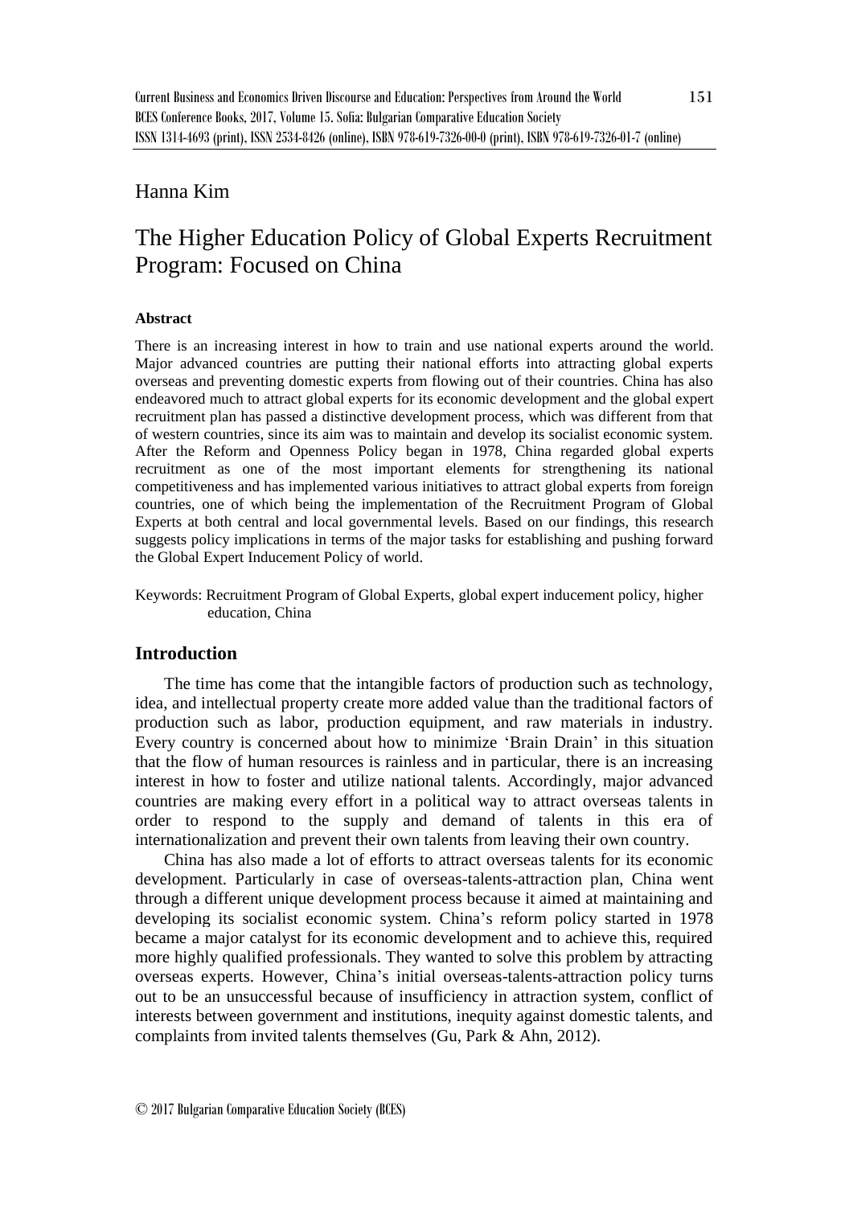Hanna Kim

# The Higher Education Policy of Global Experts Recruitment Program: Focused on China

### Abstract

There is an increasing interest in how to train and use national experts around the world. Major advanced countries are putting their national efforts into attracting global experts overseas and preventing domestic experts from flowing out of their countries. China has also endeavored much to attract global experts for its economic development and the global expert recruitment plan has passed a distinctive development process, which was different from that of western countries, since its aim was to maintain and develop its socialist economic system. After the Reform and Openness Policy began in 1978, China regarded global experts recruitment as one of the most important elements for strengthening its national competitiveness and has implemented various initiatives to attract global experts from foreign countries, one of which being the implementation of the Recruitment Program of Global Experts at both central and local governmental levels. Based on our findings, this research suggests policy implications in terms of the major tasks for establishing and pushing forward the Global Expert Inducement Policy of world.

Keywords: Recruitment Program of Global Experts, global expert inducement policy, higher education, China

## Introduction

The time has come that the intangible factors of production such as technology, idea, and intellectual property create more added value than the traditional factors of production such as labor, production equipment, and raw materials in industry. Every country is concerned about how to minimize 'Brain Drain' in this situation that the flow of human resources is rainless and in particular, there is an increasing interest in how to foster and utilize national talents. Accordingly, major advanced countries are making every effort in a political way to attract overseas talents in order to respond to the supply and demand of talents in this era of internationalization and prevent their own talents from leaving their own country.

China has also made a lot of efforts to attract overseas talents for its economic development. Particularly in case of overseas-talents-attraction plan, China went through a different unique development process because it aimed at maintaining and developing its socialist economic system. China's reform policy started in 1978 became a major catalyst for its economic development and to achieve this, required more highly qualified professionals. They wanted to solve this problem by attracting overseas experts. However, China's initial overseas-talents-attraction policy turns out to be an unsuccessful because of insufficiency in attraction system, conflict of interests between government and institutions, inequity against domestic talents, and complaints from invited talents themselves (Gu, Park & Ahn, 2012).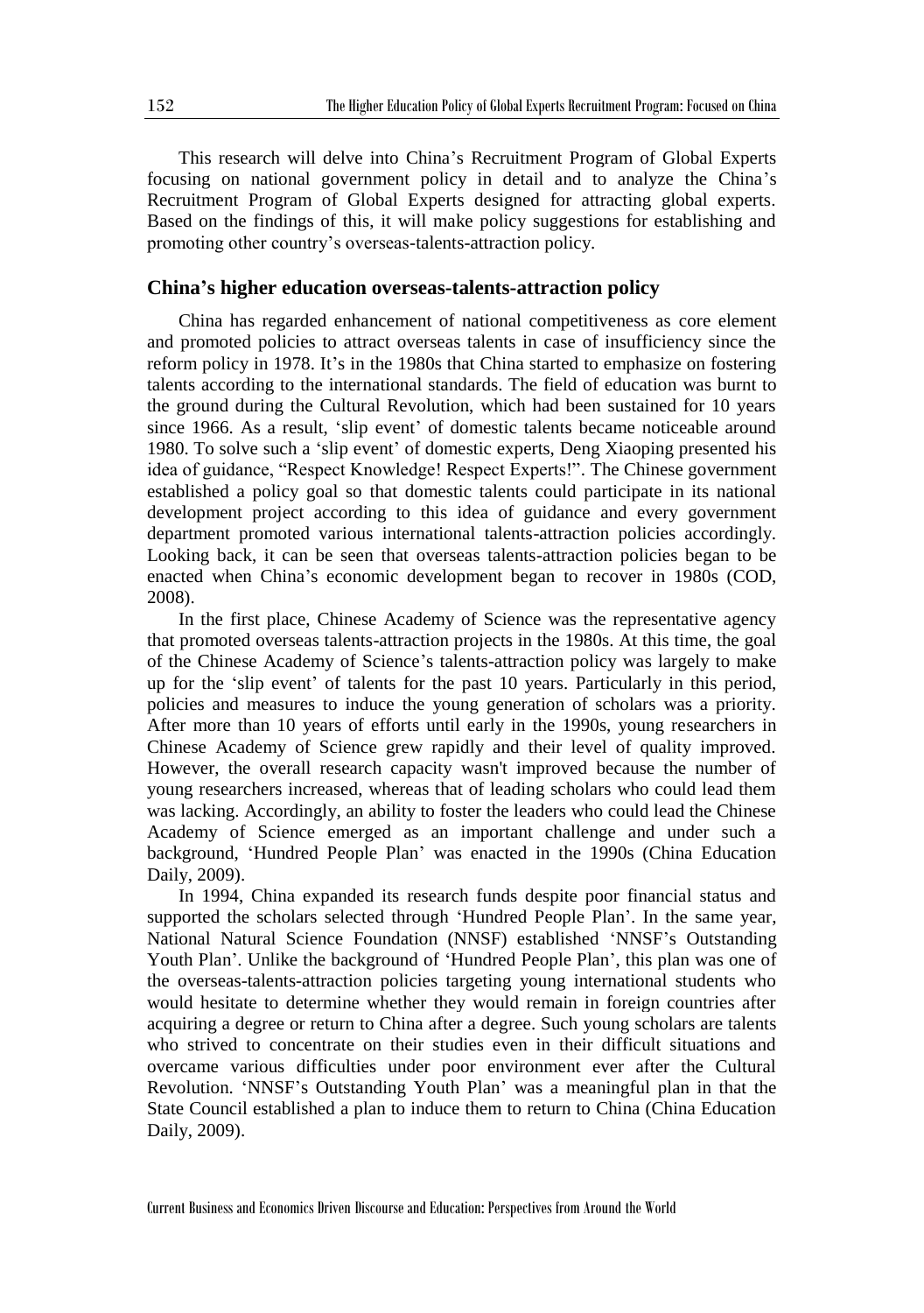This research will delve into China's Recruitment Program of Global Experts focusing on national government policy in detail and to analyze the China's Recruitment Program of Global Experts designed for attracting global experts. Based on the findings of this, it will make policy suggestions for establishing and promoting other country's overseas-talents-attraction policy.

## China's higher education overseas-talents-attraction policy

China has regarded enhancement of national competitiveness as core element and promoted policies to attract overseas talents in case of insufficiency since the reform policy in 1978. It's in the 1980s that China started to emphasize on fostering talents according to the international standards. The field of education was burnt to the ground during the Cultural Revolution, which had been sustained for 10 years since 1966. As a result, 'slip event' of domestic talents became noticeable around 1980. To solve such a 'slip event' of domestic experts, Deng Xiaoping presented his idea of guidance, "Respect Knowledge! Respect Experts!". The Chinese government established a policy goal so that domestic talents could participate in its national development project according to this idea of guidance and every government department promoted various international talents-attraction policies accordingly. Looking back, it can be seen that overseas talents-attraction policies began to be enacted when China's economic development began to recover in 1980s (COD, 2008).

In the first place, Chinese Academy of Science was the representative agency that promoted overseas talents-attraction projects in the 1980s. At this time, the goal of the Chinese Academy of Science's talents-attraction policy was largely to make up for the 'slip event' of talents for the past 10 years. Particularly in this period, policies and measures to induce the young generation of scholars was a priority. After more than 10 years of efforts until early in the 1990s, young researchers in Chinese Academy of Science grew rapidly and their level of quality improved. However, the overall research capacity wasn't improved because the number of young researchers increased, whereas that of leading scholars who could lead them was lacking. Accordingly, an ability to foster the leaders who could lead the Chinese Academy of Science emerged as an important challenge and under such a background, 'Hundred People Plan' was enacted in the 1990s (China Education Daily, 2009).

In 1994, China expanded its research funds despite poor financial status and supported the scholars selected through 'Hundred People Plan'. In the same year, National Natural Science Foundation (NNSF) established 'NNSF's Outstanding Youth Plan'. Unlike the background of 'Hundred People Plan', this plan was one of the overseas-talents-attraction policies targeting young international students who would hesitate to determine whether they would remain in foreign countries after acquiring a degree or return to China after a degree. Such young scholars are talents who strived to concentrate on their studies even in their difficult situations and overcame various difficulties under poor environment ever after the Cultural Revolution. 'NNSF's Outstanding Youth Plan' was a meaningful plan in that the State Council established a plan to induce them to return to China (China Education Daily, 2009).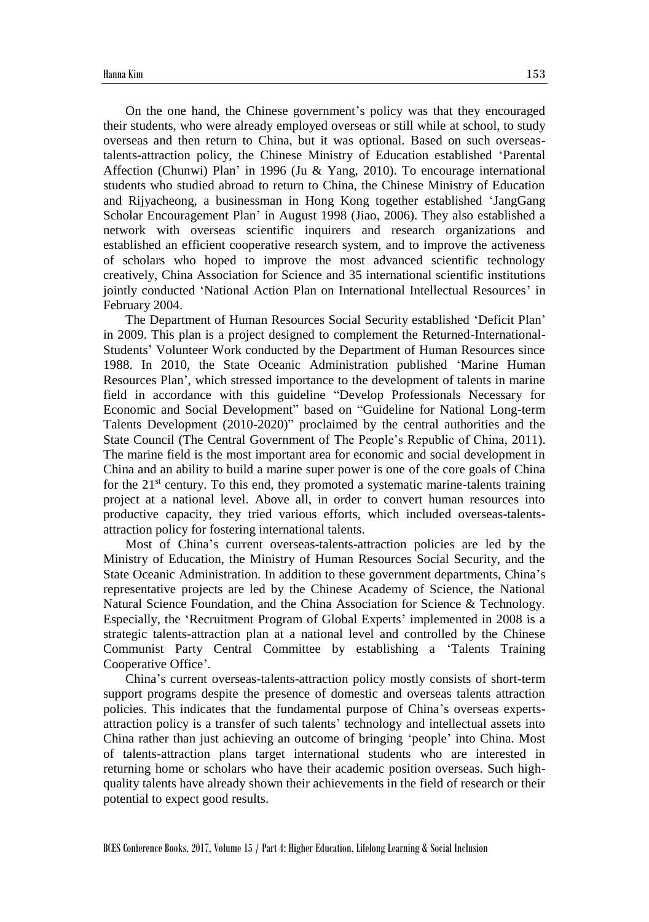On the one hand, the Chinese government's policy was that they encouraged their students, who were already employed overseas or still while at school, to study overseas and then return to China, but it was optional. Based on such overseas-talents-attraction policy, the Chinese Ministry of Education established 'Parental Affection (Chunwi) Plan' in 1996 (Ju & Yang, 2010). To encourage international students who studied abroad to return to China, the Chinese Ministry of Education and Rijyacheong, a businessman in Hong Kong together established 'JangGang Scholar Encouragement Plan' in August 1998 (Jiao, 2006). They also established a network with overseas scientific inquirers and research organizations and established an efficient cooperative research system, and to improve the activeness of scholars who hoped to improve the most advanced scientific technology creatively, China Association for Science and 35 international scientific institutions jointly conducted 'National Action Plan on International Intellectual Resources' in February 2004.

The Department of Human Resources Social Security established 'Deficit Plan' in 2009. This plan is a project designed to complement the Returned-International-Students' Volunteer Work conducted by the Department of Human Resources since 1988. In 2010, the State Oceanic Administration published 'Marine Human Resources Plan', which stressed importance to the development of talents in marine field in accordance with this guideline "Develop Professionals Necessary for Economic and Social Development" based on "Guideline for National Long-term Talents Development (2010-2020)" proclaimed by the central authorities and the State Council (The Central Government of The People's Republic of China, 2011). The marine field is the most important area for economic and social development in China and an ability to build a marine super power is one of the core goals of China for the 21st century. To this end, they promoted a systematic marine-talents training project at a national level. Above all, in order to convert human resources into productive capacity, they tried various efforts, which included overseas-talents-attraction policy for fostering international talents.

Most of China's current overseas-talents-attraction policies are led by the Ministry of Education, the Ministry of Human Resources Social Security, and the State Oceanic Administration. In addition to these government departments, China's representative projects are led by the Chinese Academy of Science, the National Natural Science Foundation, and the China Association for Science & Technology. Especially, the 'Recruitment Program of Global Experts' implemented in 2008 is a strategic talents-attraction plan at a national level and controlled by the Chinese Communist Party Central Committee by establishing a 'Talents Training Cooperative Office'.

China's current overseas-talents-attraction policy mostly consists of short-term support programs despite the presence of domestic and overseas talents attraction policies. This indicates that the fundamental purpose of China's overseas experts-attraction policy is a transfer of such talents' technology and intellectual assets into China rather than just achieving an outcome of bringing 'people' into China. Most of talents-attraction plans target international students who are interested in returning home or scholars who have their academic position overseas. Such high-quality talents have already shown their achievements in the field of research or their potential to expect good results.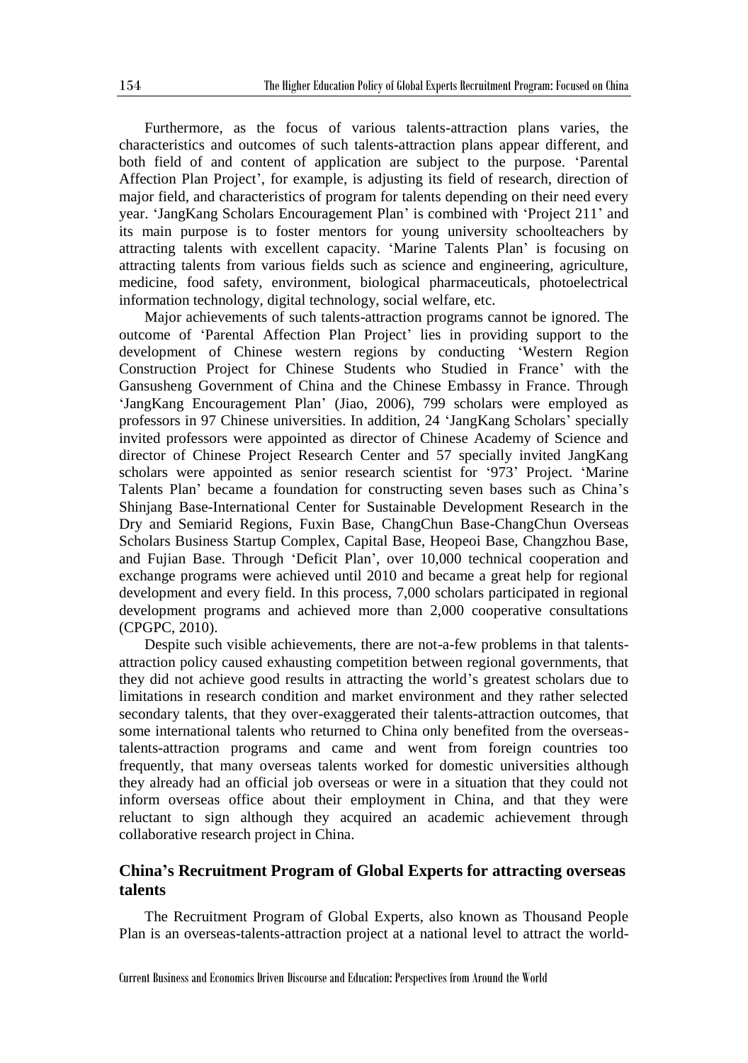Furthermore, as the focus of various talents-attraction plans varies, the characteristics and outcomes of such talents-attraction plans appear different, and both field of and content of application are subject to the purpose. 'Parental Affection Plan Project', for example, is adjusting its field of research, direction of major field, and characteristics of program for talents depending on their need every year. 'JangKang Scholars Encouragement Plan' is combined with 'Project 211' and its main purpose is to foster mentors for young university schoolteachers by attracting talents with excellent capacity. 'Marine Talents Plan' is focusing on attracting talents from various fields such as science and engineering, agriculture, medicine, food safety, environment, biological pharmaceuticals, photoelectrical information technology, digital technology, social welfare, etc.

Major achievements of such talents-attraction programs cannot be ignored. The outcome of 'Parental Affection Plan Project' lies in providing support to the development of Chinese western regions by conducting 'Western Region Construction Project for Chinese Students who Studied in France' with the Gansusheng Government of China and the Chinese Embassy in France. Through 'JangKang Encouragement Plan' (Jiao, 2006), 799 scholars were employed as professors in 97 Chinese universities. In addition, 24 'JangKang Scholars' specially invited professors were appointed as director of Chinese Academy of Science and director of Chinese Project Research Center and 57 specially invited JangKang scholars were appointed as senior research scientist for '973' Project. 'Marine Talents Plan' became a foundation for constructing seven bases such as China's Shinjang Base-International Center for Sustainable Development Research in the Dry and Semiarid Regions, Fuxin Base, ChangChun Base-ChangChun Overseas Scholars Business Startup Complex, Capital Base, Heopeoi Base, Changzhou Base, and Fujian Base. Through 'Deficit Plan', over 10,000 technical cooperation and exchange programs were achieved until 2010 and became a great help for regional development and every field. In this process, 7,000 scholars participated in regional development programs and achieved more than 2,000 cooperative consultations (CPGPC, 2010).

Despite such visible achievements, there are not-a-few problems in that talents-attraction policy caused exhausting competition between regional governments, that they did not achieve good results in attracting the world's greatest scholars due to limitations in research condition and market environment and they rather selected secondary talents, that they over-exaggerated their talents-attraction outcomes, that some international talents who returned to China only benefited from the overseas-talents-attraction programs and came and went from foreign countries too frequently, that many overseas talents worked for domestic universities although they already had an official job overseas or were in a situation that they could not inform overseas office about their employment in China, and that they were reluctant to sign although they acquired an academic achievement through collaborative research project in China.

## China's Recruitment Program of Global Experts for attracting overseas talents

The Recruitment Program of Global Experts, also known as Thousand People Plan is an overseas-talents-attraction project at a national level to attract the world-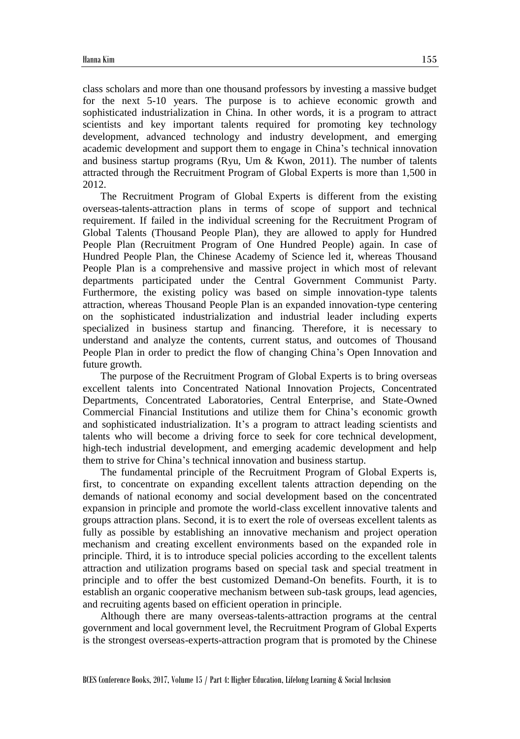class scholars and more than one thousand professors by investing a massive budget for the next 5-10 years. The purpose is to achieve economic growth and sophisticated industrialization in China. In other words, it is a program to attract scientists and key important talents required for promoting key technology development, advanced technology and industry development, and emerging academic development and support them to engage in China's technical innovation and business startup programs (Ryu, Um & Kwon, 2011). The number of talents attracted through the Recruitment Program of Global Experts is more than 1,500 in 2012.

The Recruitment Program of Global Experts is different from the existing overseas-talents-attraction plans in terms of scope of support and technical requirement. If failed in the individual screening for the Recruitment Program of Global Talents (Thousand People Plan), they are allowed to apply for Hundred People Plan (Recruitment Program of One Hundred People) again. In case of Hundred People Plan, the Chinese Academy of Science led it, whereas Thousand People Plan is a comprehensive and massive project in which most of relevant departments participated under the Central Government Communist Party. Furthermore, the existing policy was based on simple innovation-type talents attraction, whereas Thousand People Plan is an expanded innovation-type centering on the sophisticated industrialization and industrial leader including experts specialized in business startup and financing. Therefore, it is necessary to understand and analyze the contents, current status, and outcomes of Thousand People Plan in order to predict the flow of changing China's Open Innovation and future growth.

The purpose of the Recruitment Program of Global Experts is to bring overseas excellent talents into Concentrated National Innovation Projects, Concentrated Departments, Concentrated Laboratories, Central Enterprise, and State-Owned Commercial Financial Institutions and utilize them for China's economic growth and sophisticated industrialization. It's a program to attract leading scientists and talents who will become a driving force to seek for core technical development, high-tech industrial development, and emerging academic development and help them to strive for China's technical innovation and business startup.

The fundamental principle of the Recruitment Program of Global Experts is, first, to concentrate on expanding excellent talents attraction depending on the demands of national economy and social development based on the concentrated expansion in principle and promote the world-class excellent innovative talents and groups attraction plans. Second, it is to exert the role of overseas excellent talents as fully as possible by establishing an innovative mechanism and project operation mechanism and creating excellent environments based on the expanded role in principle. Third, it is to introduce special policies according to the excellent talents attraction and utilization programs based on special task and special treatment in principle and to offer the best customized Demand-On benefits. Fourth, it is to establish an organic cooperative mechanism between sub-task groups, lead agencies, and recruiting agents based on efficient operation in principle.

Although there are many overseas-talents-attraction programs at the central government and local government level, the Recruitment Program of Global Experts is the strongest overseas-experts-attraction program that is promoted by the Chinese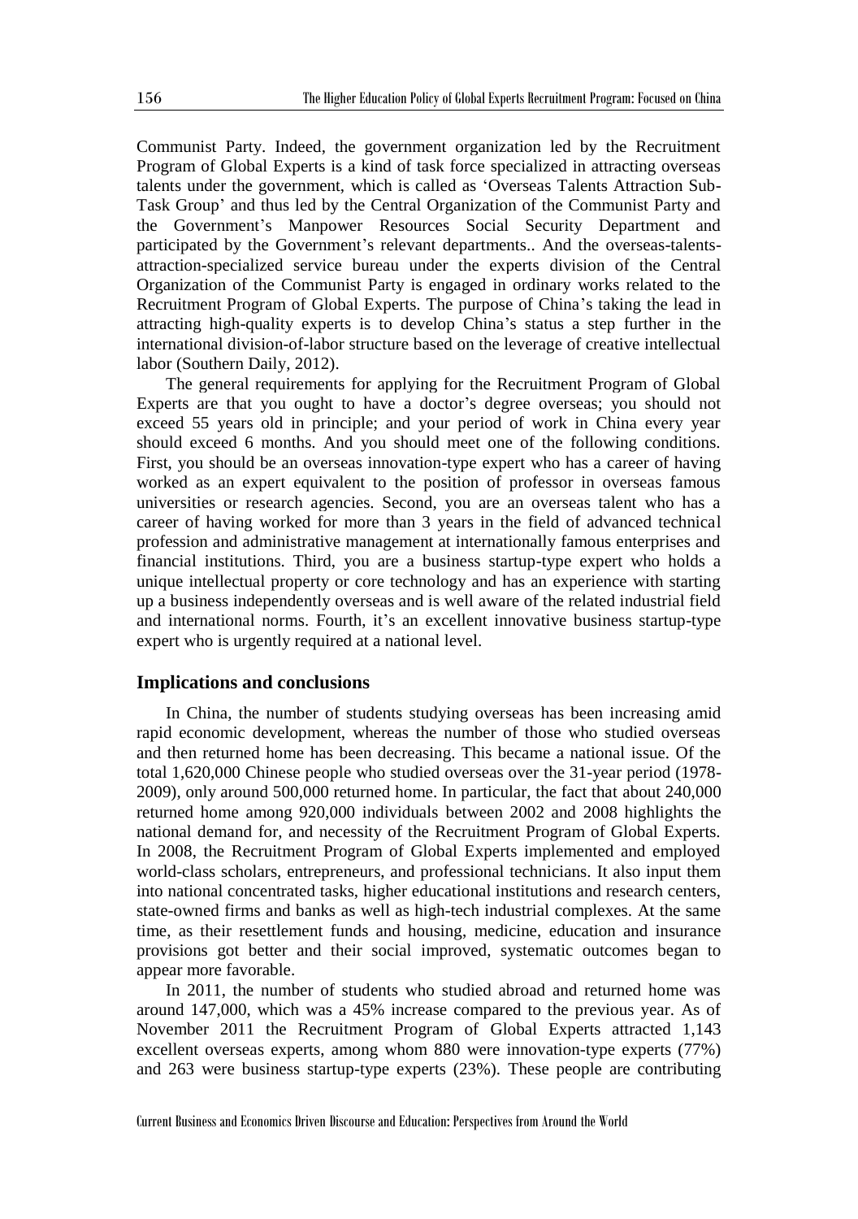Communist Party. Indeed, the government organization led by the Recruitment Program of Global Experts is a kind of task force specialized in attracting overseas talents under the government, which is called as 'Overseas Talents Attraction Sub-Task Group' and thus led by the Central Organization of the Communist Party and the Government's Manpower Resources Social Security Department and participated by the Government's relevant departments.. And the overseas-talents-attraction-specialized service bureau under the experts division of the Central Organization of the Communist Party is engaged in ordinary works related to the Recruitment Program of Global Experts. The purpose of China's taking the lead in attracting high-quality experts is to develop China's status a step further in the international division-of-labor structure based on the leverage of creative intellectual labor (Southern Daily, 2012).

The general requirements for applying for the Recruitment Program of Global Experts are that you ought to have a doctor's degree overseas; you should not exceed 55 years old in principle; and your period of work in China every year should exceed 6 months. And you should meet one of the following conditions. First, you should be an overseas innovation-type expert who has a career of having worked as an expert equivalent to the position of professor in overseas famous universities or research agencies. Second, you are an overseas talent who has a career of having worked for more than 3 years in the field of advanced technical profession and administrative management at internationally famous enterprises and financial institutions. Third, you are a business startup-type expert who holds a unique intellectual property or core technology and has an experience with starting up a business independently overseas and is well aware of the related industrial field and international norms. Fourth, it's an excellent innovative business startup-type expert who is urgently required at a national level.

## Implications and conclusions

In China, the number of students studying overseas has been increasing amid rapid economic development, whereas the number of those who studied overseas and then returned home has been decreasing. This became a national issue. Of the total 1,620,000 Chinese people who studied overseas over the 31-year period (1978-2009), only around 500,000 returned home. In particular, the fact that about 240,000 returned home among 920,000 individuals between 2002 and 2008 highlights the national demand for, and necessity of the Recruitment Program of Global Experts. In 2008, the Recruitment Program of Global Experts implemented and employed world-class scholars, entrepreneurs, and professional technicians. It also input them into national concentrated tasks, higher educational institutions and research centers, state-owned firms and banks as well as high-tech industrial complexes. At the same time, as their resettlement funds and housing, medicine, education and insurance provisions got better and their social improved, systematic outcomes began to appear more favorable.

In 2011, the number of students who studied abroad and returned home was around 147,000, which was a 45% increase compared to the previous year. As of November 2011 the Recruitment Program of Global Experts attracted 1,143 excellent overseas experts, among whom 880 were innovation-type experts (77%) and 263 were business startup-type experts (23%). These people are contributing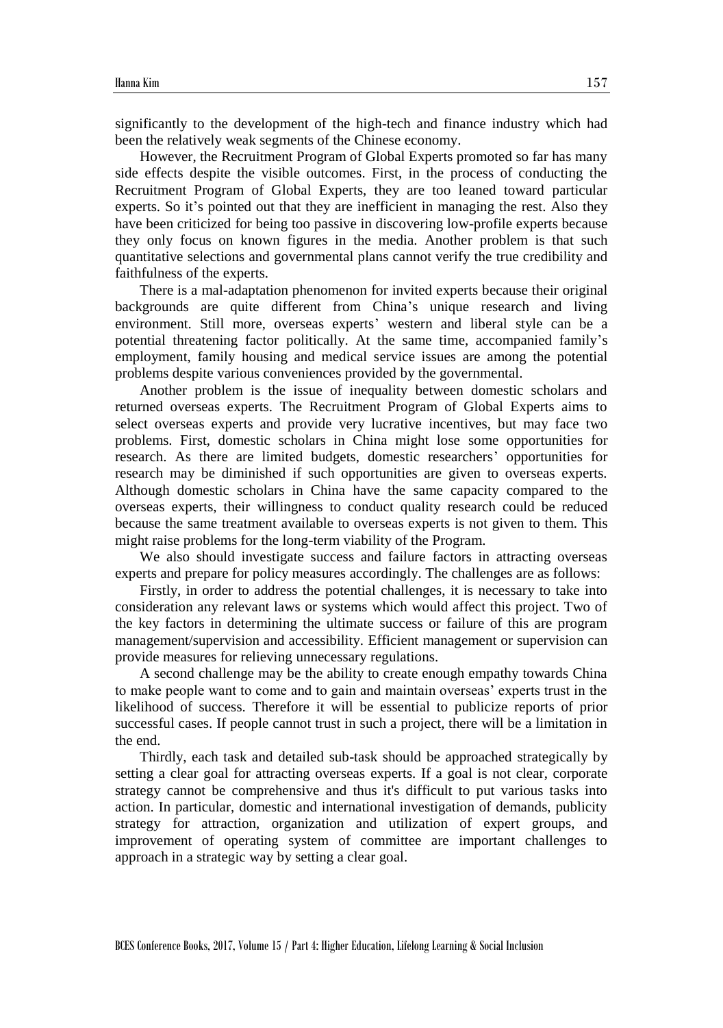significantly to the development of the high-tech and finance industry which had been the relatively weak segments of the Chinese economy.

However, the Recruitment Program of Global Experts promoted so far has many side effects despite the visible outcomes. First, in the process of conducting the Recruitment Program of Global Experts, they are too leaned toward particular experts. So it's pointed out that they are inefficient in managing the rest. Also they have been criticized for being too passive in discovering low-profile experts because they only focus on known figures in the media. Another problem is that such quantitative selections and governmental plans cannot verify the true credibility and faithfulness of the experts.

There is a mal-adaptation phenomenon for invited experts because their original backgrounds are quite different from China's unique research and living environment. Still more, overseas experts' western and liberal style can be a potential threatening factor politically. At the same time, accompanied family's employment, family housing and medical service issues are among the potential problems despite various conveniences provided by the governmental.

Another problem is the issue of inequality between domestic scholars and returned overseas experts. The Recruitment Program of Global Experts aims to select overseas experts and provide very lucrative incentives, but may face two problems. First, domestic scholars in China might lose some opportunities for research. As there are limited budgets, domestic researchers' opportunities for research may be diminished if such opportunities are given to overseas experts. Although domestic scholars in China have the same capacity compared to the overseas experts, their willingness to conduct quality research could be reduced because the same treatment available to overseas experts is not given to them. This might raise problems for the long-term viability of the Program.

We also should investigate success and failure factors in attracting overseas experts and prepare for policy measures accordingly. The challenges are as follows:

Firstly, in order to address the potential challenges, it is necessary to take into consideration any relevant laws or systems which would affect this project. Two of the key factors in determining the ultimate success or failure of this are program management/supervision and accessibility. Efficient management or supervision can provide measures for relieving unnecessary regulations.

A second challenge may be the ability to create enough empathy towards China to make people want to come and to gain and maintain overseas' experts trust in the likelihood of success. Therefore it will be essential to publicize reports of prior successful cases. If people cannot trust in such a project, there will be a limitation in the end.

Thirdly, each task and detailed sub-task should be approached strategically by setting a clear goal for attracting overseas experts. If a goal is not clear, corporate strategy cannot be comprehensive and thus it's difficult to put various tasks into action. In particular, domestic and international investigation of demands, publicity strategy for attraction, organization and utilization of expert groups, and improvement of operating system of committee are important challenges to approach in a strategic way by setting a clear goal.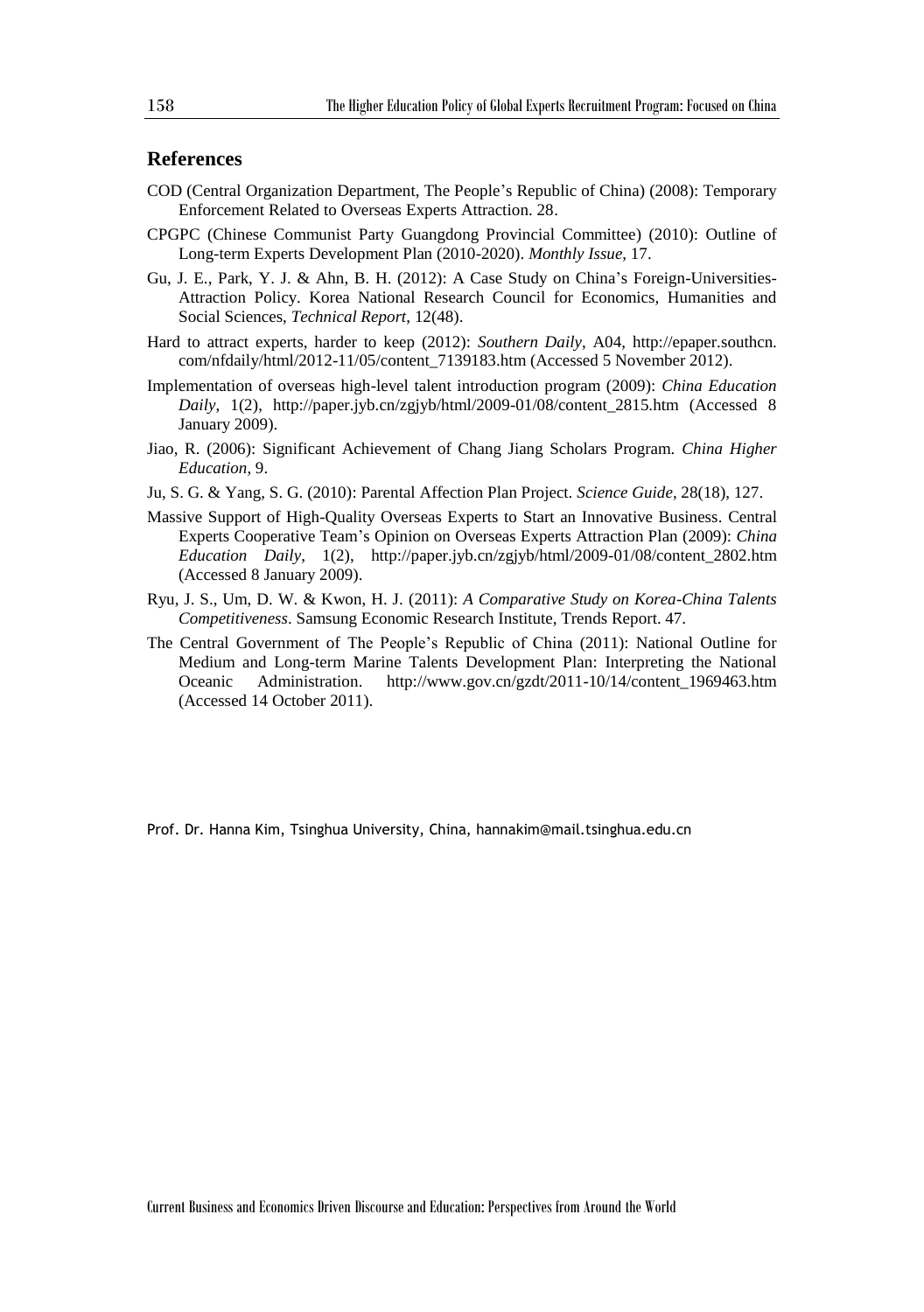## References

COD (Central Organization Department, The People's Republic of China) (2008): Temporary Enforcement Related to Overseas Experts Attraction. 28.

CPGPC (Chinese Communist Party Guangdong Provincial Committee) (2010): Outline of Long-term Experts Development Plan (2010-2020). *Monthly Issue*, 17.

Gu, J. E., Park, Y. J. & Ahn, B. H. (2012): A Case Study on China's Foreign-Universities-Attraction Policy. Korea National Research Council for Economics, Humanities and Social Sciences, *Technical Report*, 12(48).

Hard to attract experts, harder to keep (2012): *Southern Daily*, A04, http://epaper.southcn.com/nfdaily/html/2012-11/05/content_7139183.htm (Accessed 5 November 2012).

Implementation of overseas high-level talent introduction program (2009): *China Education Daily*, 1(2), http://paper.jyb.cn/zgjyb/html/2009-01/08/content_2815.htm (Accessed 8 January 2009).

Jiao, R. (2006): Significant Achievement of Chang Jiang Scholars Program. *China Higher Education*, 9.

Ju, S. G. & Yang, S. G. (2010): Parental Affection Plan Project. *Science Guide*, 28(18), 127.

Massive Support of High-Quality Overseas Experts to Start an Innovative Business. Central Experts Cooperative Team's Opinion on Overseas Experts Attraction Plan (2009): *China Education Daily*, 1(2), http://paper.jyb.cn/zgjyb/html/2009-01/08/content_2802.htm (Accessed 8 January 2009).

Ryu, J. S., Um, D. W. & Kwon, H. J. (2011): *A Comparative Study on Korea-China Talents Competitiveness*. Samsung Economic Research Institute, Trends Report. 47.

The Central Government of The People's Republic of China (2011): National Outline for Medium and Long-term Marine Talents Development Plan: Interpreting the National Oceanic Administration. http://www.gov.cn/gzdt/2011-10/14/content_1969463.htm (Accessed 14 October 2011).

Prof. Dr. Hanna Kim, Tsinghua University, China, hannakim@mail.tsinghua.edu.cn